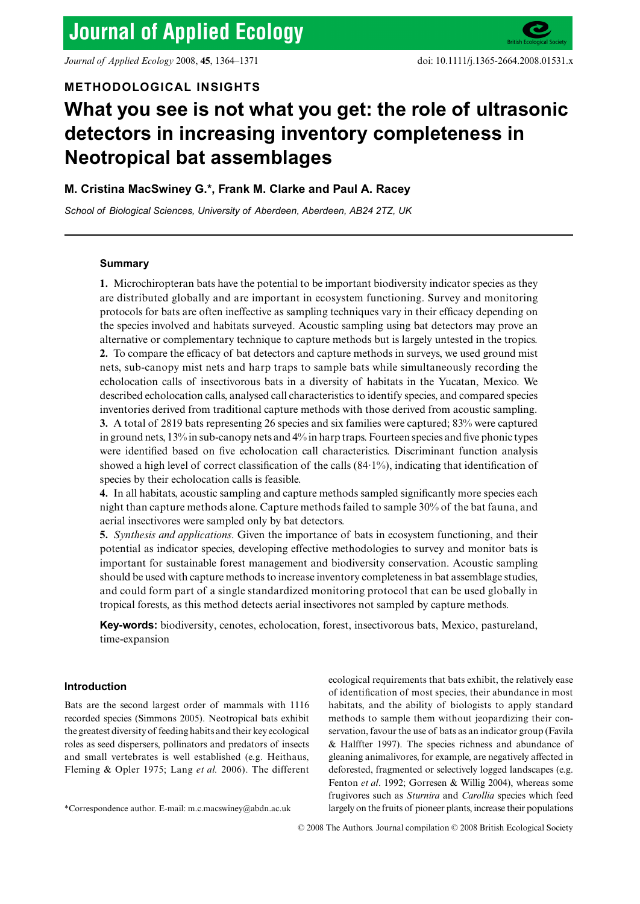# METHODOLOGICAL INSIGHTS

# What you see is not what you get: the role of ultrasonic detectors in increasing inventory completeness in Neotropical bat assemblages

**M. Cristina MacSwiney G.\*, Frank M. Clarke and Paul A. Racey**

*School of Biological Sciences, University of Aberdeen, Aberdeen, AB24 2TZ, UK*

## Summary

**1.** Microchiropteran bats have the potential to be important biodiversity indicator species as they are distributed globally and are important in ecosystem functioning. Survey and monitoring protocols for bats are often ineffective as sampling techniques vary in their efficacy depending on the species involved and habitats surveyed. Acoustic sampling using bat detectors may prove an alternative or complementary technique to capture methods but is largely untested in the tropics.

**2.** To compare the efficacy of bat detectors and capture methods in surveys, we used ground mist nets, sub-canopy mist nets and harp traps to sample bats while simultaneously recording the echolocation calls of insectivorous bats in a diversity of habitats in the Yucatan, Mexico. We described echolocation calls, analysed call characteristics to identify species, and compared species inventories derived from traditional capture methods with those derived from acoustic sampling.

**3.** A total of 2819 bats representing 26 species and six families were captured; 83% were captured in ground nets, 13% in sub-canopy nets and 4% in harp traps. Fourteen species and five phonic types were identified based on five echolocation call characteristics. Discriminant function analysis showed a high level of correct classification of the calls (84·1%), indicating that identification of species by their echolocation calls is feasible.

**4.** In all habitats, acoustic sampling and capture methods sampled significantly more species each night than capture methods alone. Capture methods failed to sample 30% of the bat fauna, and aerial insectivores were sampled only by bat detectors.

**5.** *Synthesis and applications*. Given the importance of bats in ecosystem functioning, and their potential as indicator species, developing effective methodologies to survey and monitor bats is important for sustainable forest management and biodiversity conservation. Acoustic sampling should be used with capture methods to increase inventory completeness in bat assemblage studies, and could form part of a single standardized monitoring protocol that can be used globally in tropical forests, as this method detects aerial insectivores not sampled by capture methods.

**Key-words:** biodiversity, cenotes, echolocation, forest, insectivorous bats, Mexico, pastureland, time-expansion

## Introduction

Bats are the second largest order of mammals with 1116 recorded species (Simmons 2005). Neotropical bats exhibit the greatest diversity of feeding habits and their key ecological roles as seed dispersers, pollinators and predators of insects and small vertebrates is well established (e.g. Heithaus, Fleming & Opler 1975; Lang *et al.* 2006). The different ecological requirements that bats exhibit, the relatively ease of identification of most species, their abundance in most habitats, and the ability of biologists to apply standard methods to sample them without jeopardizing their conservation, favour the use of bats as an indicator group (Favila & Halffter 1997). The species richness and abundance of gleaning animalivores, for example, are negatively affected in deforested, fragmented or selectively logged landscapes (e.g. Fenton *et al*. 1992; Gorresen & Willig 2004), whereas some frugivores such as *Sturnira* and *Carollia* species which feed largely on the fruits of pioneer plants, increase their populations

\*Correspondence author. E-mail: m.c.macswiney@abdn.ac.uk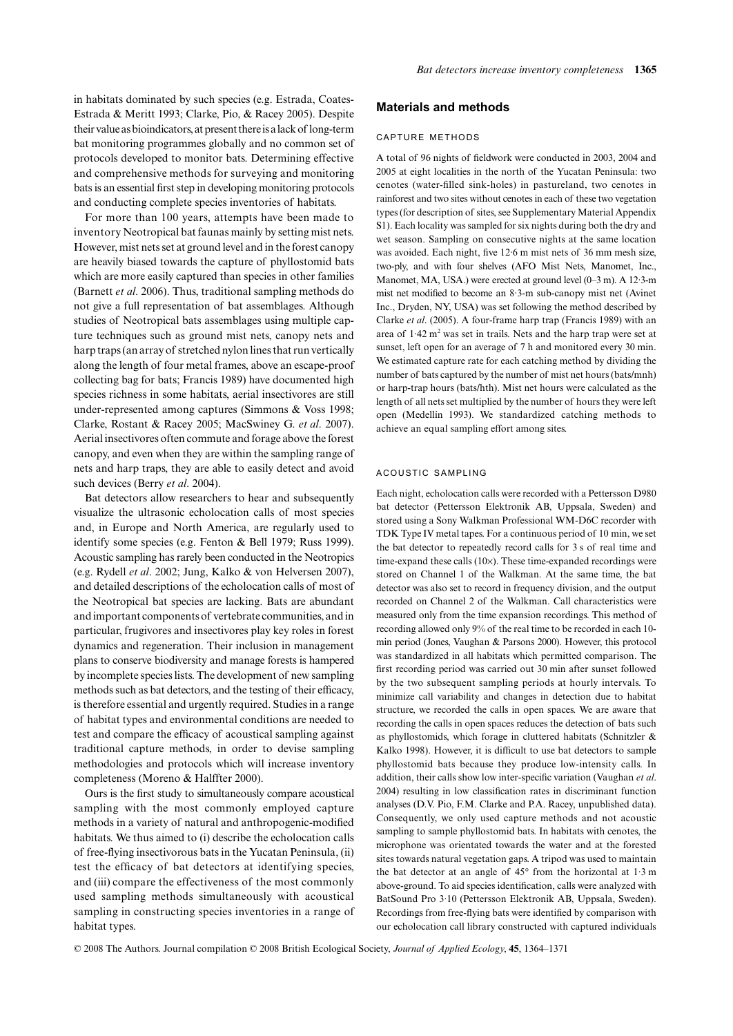in habitats dominated by such species (e.g. Estrada, Coates-Estrada & Meritt 1993; Clarke, Pio, & Racey 2005). Despite their value as bioindicators, at present there is a lack of long-term bat monitoring programmes globally and no common set of protocols developed to monitor bats. Determining effective and comprehensive methods for surveying and monitoring bats is an essential first step in developing monitoring protocols and conducting complete species inventories of habitats.

For more than 100 years, attempts have been made to inventory Neotropical bat faunas mainly by setting mist nets. However, mist nets set at ground level and in the forest canopy are heavily biased towards the capture of phyllostomid bats which are more easily captured than species in other families (Barnett *et al*. 2006). Thus, traditional sampling methods do not give a full representation of bat assemblages. Although studies of Neotropical bats assemblages using multiple capture techniques such as ground mist nets, canopy nets and harp traps (an array of stretched nylon lines that run vertically along the length of four metal frames, above an escape-proof collecting bag for bats; Francis 1989) have documented high species richness in some habitats, aerial insectivores are still under-represented among captures (Simmons & Voss 1998; Clarke, Rostant & Racey 2005; MacSwiney G. *et al*. 2007). Aerial insectivores often commute and forage above the forest canopy, and even when they are within the sampling range of nets and harp traps, they are able to easily detect and avoid such devices (Berry *et al*. 2004).

Bat detectors allow researchers to hear and subsequently visualize the ultrasonic echolocation calls of most species and, in Europe and North America, are regularly used to identify some species (e.g. Fenton & Bell 1979; Russ 1999). Acoustic sampling has rarely been conducted in the Neotropics (e.g. Rydell *et al*. 2002; Jung, Kalko & von Helversen 2007), and detailed descriptions of the echolocation calls of most of the Neotropical bat species are lacking. Bats are abundant and important components of vertebrate communities, and in particular, frugivores and insectivores play key roles in forest dynamics and regeneration. Their inclusion in management plans to conserve biodiversity and manage forests is hampered by incomplete species lists. The development of new sampling methods such as bat detectors, and the testing of their efficacy, is therefore essential and urgently required. Studies in a range of habitat types and environmental conditions are needed to test and compare the efficacy of acoustical sampling against traditional capture methods, in order to devise sampling methodologies and protocols which will increase inventory completeness (Moreno & Halffter 2000).

Ours is the first study to simultaneously compare acoustical sampling with the most commonly employed capture methods in a variety of natural and anthropogenic-modified habitats. We thus aimed to (i) describe the echolocation calls of free-flying insectivorous bats in the Yucatan Peninsula, (ii) test the efficacy of bat detectors at identifying species, and (iii) compare the effectiveness of the most commonly used sampling methods simultaneously with acoustical sampling in constructing species inventories in a range of habitat types.

## Materials and methods

### CAPTURE METHODS

A total of 96 nights of fieldwork were conducted in 2003, 2004 and 2005 at eight localities in the north of the Yucatan Peninsula: two cenotes (water-filled sink-holes) in pastureland, two cenotes in rainforest and two sites without cenotes in each of these two vegetation types (for description of sites, see Supplementary Material Appendix S1). Each locality was sampled for six nights during both the dry and wet season. Sampling on consecutive nights at the same location was avoided. Each night, five 12·6 m mist nets of 36 mm mesh size, two-ply, and with four shelves (AFO Mist Nets, Manomet, Inc., Manomet, MA, USA.) were erected at ground level (0–3 m). A 12·3-m mist net modified to become an 8·3-m sub-canopy mist net (Avinet Inc., Dryden, NY, USA) was set following the method described by Clarke *et al*. (2005). A four-frame harp trap (Francis 1989) with an area of 1·42 m$^2$ was set in trails. Nets and the harp trap were set at sunset, left open for an average of 7 h and monitored every 30 min. We estimated capture rate for each catching method by dividing the number of bats captured by the number of mist net hours (bats/mnh) or harp-trap hours (bats/hth). Mist net hours were calculated as the length of all nets set multiplied by the number of hours they were left open (Medellín 1993). We standardized catching methods to achieve an equal sampling effort among sites.

### ACOUSTIC SAMPLING

Each night, echolocation calls were recorded with a Pettersson D980 bat detector (Pettersson Elektronik AB, Uppsala, Sweden) and stored using a Sony Walkman Professional WM-D6C recorder with TDK Type IV metal tapes. For a continuous period of 10 min, we set the bat detector to repeatedly record calls for 3 s of real time and time-expand these calls (10×). These time-expanded recordings were stored on Channel 1 of the Walkman. At the same time, the bat detector was also set to record in frequency division, and the output recorded on Channel 2 of the Walkman. Call characteristics were measured only from the time expansion recordings. This method of recording allowed only 9% of the real time to be recorded in each 10-min period (Jones, Vaughan & Parsons 2000). However, this protocol was standardized in all habitats which permitted comparison. The first recording period was carried out 30 min after sunset followed by the two subsequent sampling periods at hourly intervals. To minimize call variability and changes in detection due to habitat structure, we recorded the calls in open spaces. We are aware that recording the calls in open spaces reduces the detection of bats such as phyllostomids, which forage in cluttered habitats (Schnitzler & Kalko 1998). However, it is difficult to use bat detectors to sample phyllostomid bats because they produce low-intensity calls. In addition, their calls show low inter-specific variation (Vaughan *et al*. 2004) resulting in low classification rates in discriminant function analyses (D.V. Pio, F.M. Clarke and P.A. Racey, unpublished data). Consequently, we only used capture methods and not acoustic sampling to sample phyllostomid bats. In habitats with cenotes, the microphone was orientated towards the water and at the forested sites towards natural vegetation gaps. A tripod was used to maintain the bat detector at an angle of 45° from the horizontal at 1·3 m above-ground. To aid species identification, calls were analyzed with BatSound Pro 3·10 (Pettersson Elektronik AB, Uppsala, Sweden). Recordings from free-flying bats were identified by comparison with our echolocation call library constructed with captured individuals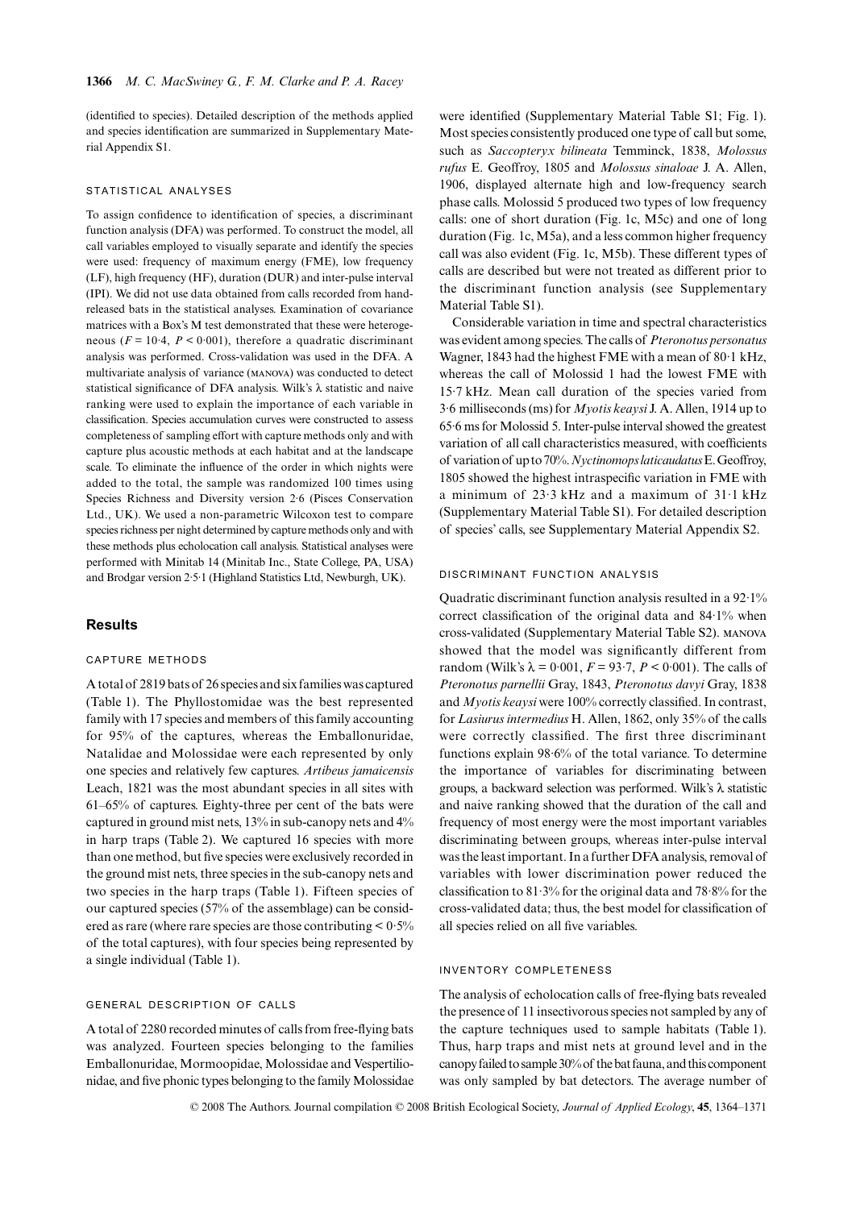(identified to species). Detailed description of the methods applied and species identification are summarized in Supplementary Material Appendix S1.

### STATISTICAL ANALYSES

To assign confidence to identification of species, a discriminant function analysis (DFA) was performed. To construct the model, all call variables employed to visually separate and identify the species were used: frequency of maximum energy (FME), low frequency (LF), high frequency (HF), duration (DUR) and inter-pulse interval (IPI). We did not use data obtained from calls recorded from hand-released bats in the statistical analyses. Examination of covariance matrices with a Box's M test demonstrated that these were heterogeneous ($F = 10{\cdot}4$, $P < 0{\cdot}001$), therefore a quadratic discriminant analysis was performed. Cross-validation was used in the DFA. A multivariate analysis of variance (MANOVA) was conducted to detect statistical significance of DFA analysis. Wilk's $\lambda$ statistic and naive ranking were used to explain the importance of each variable in classification. Species accumulation curves were constructed to assess completeness of sampling effort with capture methods only and with capture plus acoustic methods at each habitat and at the landscape scale. To eliminate the influence of the order in which nights were added to the total, the sample was randomized 100 times using Species Richness and Diversity version 2·6 (Pisces Conservation Ltd., UK). We used a non-parametric Wilcoxon test to compare species richness per night determined by capture methods only and with these methods plus echolocation call analysis. Statistical analyses were performed with Minitab 14 (Minitab Inc., State College, PA, USA) and Brodgar version 2·5·1 (Highland Statistics Ltd, Newburgh, UK).

## Results

### CAPTURE METHODS

A total of 2819 bats of 26 species and six families was captured (Table 1). The Phyllostomidae was the best represented family with 17 species and members of this family accounting for 95% of the captures, whereas the Emballonuridae, Natalidae and Molossidae were each represented by only one species and relatively few captures. *Artibeus jamaicensis* Leach, 1821 was the most abundant species in all sites with 61–65% of captures. Eighty-three per cent of the bats were captured in ground mist nets, 13% in sub-canopy nets and 4% in harp traps (Table 2). We captured 16 species with more than one method, but five species were exclusively recorded in the ground mist nets, three species in the sub-canopy nets and two species in the harp traps (Table 1). Fifteen species of our captured species (57% of the assemblage) can be considered as rare (where rare species are those contributing < 0·5% of the total captures), with four species being represented by a single individual (Table 1).

### GENERAL DESCRIPTION OF CALLS

A total of 2280 recorded minutes of calls from free-flying bats was analyzed. Fourteen species belonging to the families Emballonuridae, Mormoopidae, Molossidae and Vespertilionidae, and five phonic types belonging to the family Molossidae were identified (Supplementary Material Table S1; Fig. 1). Most species consistently produced one type of call but some, such as *Saccopteryx bilineata* Temminck, 1838, *Molossus rufus* E. Geoffroy, 1805 and *Molossus sinaloae* J. A. Allen, 1906, displayed alternate high and low-frequency search phase calls. Molossid 5 produced two types of low frequency calls: one of short duration (Fig. 1c, M5c) and one of long duration (Fig. 1c, M5a), and a less common higher frequency call was also evident (Fig. 1c, M5b). These different types of calls are described but were not treated as different prior to the discriminant function analysis (see Supplementary Material Table S1).

Considerable variation in time and spectral characteristics was evident among species. The calls of *Pteronotus personatus* Wagner, 1843 had the highest FME with a mean of 80·1 kHz, whereas the call of Molossid 1 had the lowest FME with 15·7 kHz. Mean call duration of the species varied from 3·6 milliseconds (ms) for *Myotis keaysi* J. A. Allen, 1914 up to 65·6 ms for Molossid 5. Inter-pulse interval showed the greatest variation of all call characteristics measured, with coefficients of variation of up to 70%. *Nyctinomops laticaudatus* E. Geoffroy, 1805 showed the highest intraspecific variation in FME with a minimum of 23·3 kHz and a maximum of 31·1 kHz (Supplementary Material Table S1). For detailed description of species' calls, see Supplementary Material Appendix S2.

### DISCRIMINANT FUNCTION ANALYSIS

Quadratic discriminant function analysis resulted in a 92·1% correct classification of the original data and 84·1% when cross-validated (Supplementary Material Table S2). MANOVA showed that the model was significantly different from random (Wilk's $\lambda = 0{\cdot}001$, $F = 93{\cdot}7$, $P < 0{\cdot}001$). The calls of *Pteronotus parnellii* Gray, 1843, *Pteronotus davyi* Gray, 1838 and *Myotis keaysi* were 100% correctly classified. In contrast, for *Lasiurus intermedius* H. Allen, 1862, only 35% of the calls were correctly classified. The first three discriminant functions explain 98·6% of the total variance. To determine the importance of variables for discriminating between groups, a backward selection was performed. Wilk's $\lambda$ statistic and naive ranking showed that the duration of the call and frequency of most energy were the most important variables discriminating between groups, whereas inter-pulse interval was the least important. In a further DFA analysis, removal of variables with lower discrimination power reduced the classification to 81·3% for the original data and 78·8% for the cross-validated data; thus, the best model for classification of all species relied on all five variables.

### INVENTORY COMPLETENESS

The analysis of echolocation calls of free-flying bats revealed the presence of 11 insectivorous species not sampled by any of the capture techniques used to sample habitats (Table 1). Thus, harp traps and mist nets at ground level and in the canopy failed to sample 30% of the bat fauna, and this component was only sampled by bat detectors. The average number of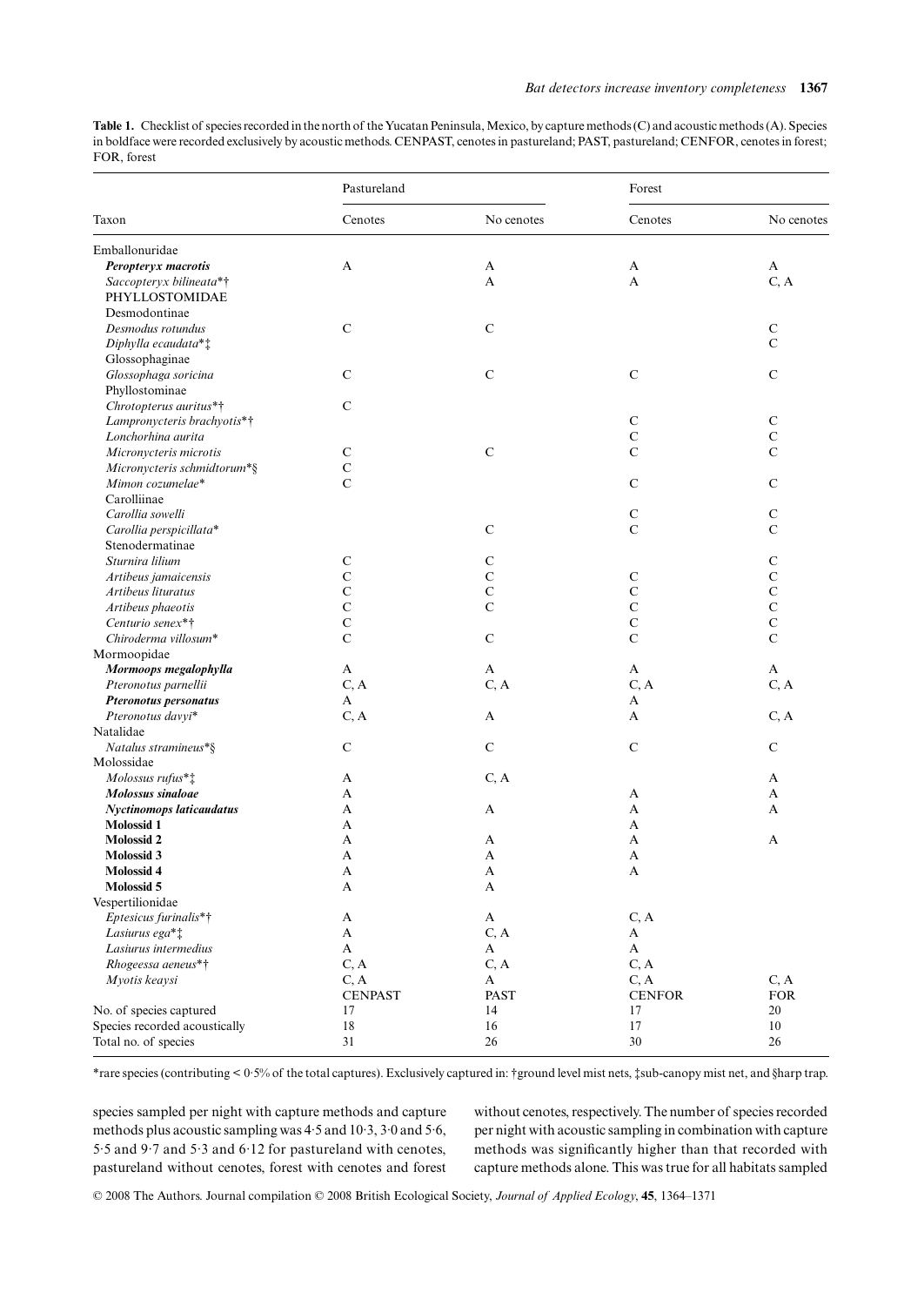**Table 1.** Checklist of species recorded in the north of the Yucatan Peninsula, Mexico, by capture methods (C) and acoustic methods (A). Species in boldface were recorded exclusively by acoustic methods. CENPAST, cenotes in pastureland; PAST, pastureland; CENFOR, cenotes in forest; FOR, forest

| Taxon | Pastureland | | Forest | |
|---|---|---|---|---|
| | Cenotes | No cenotes | Cenotes | No cenotes |
| Emballonuridae | | | | |
| ***Peropteryx macrotis*** | A | A | A | A |
| *Saccopteryx bilineata*\*† | | A | A | C, A |
| PHYLLOSTOMIDAE | | | | |
| Desmodontinae | | | | |
| *Desmodus rotundus* | C | C | | C |
| *Diphylla ecaudata*\*‡ | | | | C |
| Glossophaginae | | | | |
| *Glossophaga soricina* | C | C | C | C |
| Phyllostominae | | | | |
| *Chrotopterus auritus*\*† | C | | | |
| *Lampronycteris brachyotis*\*† | | | C | C |
| *Lonchorhina aurita* | | | C | C |
| *Micronycteris microtis* | C | C | C | C |
| *Micronycteris schmidtorum*\*§ | C | | | |
| *Mimon cozumelae*\* | C | | C | C |
| Carolliinae | | | | |
| *Carollia sowelli* | | | C | C |
| *Carollia perspicillata*\* | | C | C | C |
| Stenodermatinae | | | | |
| *Sturnira lilium* | C | C | | C |
| *Artibeus jamaicensis* | C | C | C | C |
| *Artibeus lituratus* | C | C | C | C |
| *Artibeus phaeotis* | C | C | C | C |
| *Centurio senex*\*† | C | | C | C |
| *Chiroderma villosum*\* | C | C | C | C |
| Mormoopidae | | | | |
| ***Mormoops megalophylla*** | A | A | A | A |
| *Pteronotus parnellii* | C, A | C, A | C, A | C, A |
| ***Pteronotus personatus*** | A | | A | |
| *Pteronotus davyi*\* | C, A | A | A | C, A |
| Natalidae | | | | |
| *Natalus stramineus*\*§ | C | C | C | C |
| Molossidae | | | | |
| *Molossus rufus*\*‡ | A | C, A | | A |
| ***Molossus sinaloae*** | A | | A | A |
| ***Nyctinomops laticaudatus*** | A | A | A | A |
| **Molossid 1** | A | | A | |
| **Molossid 2** | A | A | A | A |
| **Molossid 3** | A | A | A | |
| **Molossid 4** | A | A | A | |
| **Molossid 5** | A | A | | |
| Vespertilionidae | | | | |
| *Eptesicus furinalis*\*† | A | A | C, A | |
| *Lasiurus ega*\*‡ | A | C, A | A | |
| *Lasiurus intermedius* | A | A | A | |
| *Rhogeessa aeneus*\*† | C, A | C, A | C, A | |
| *Myotis keaysi* | C, A | A | C, A | C, A |
| | CENPAST | PAST | CENFOR | FOR |
| No. of species captured | 17 | 14 | 17 | 20 |
| Species recorded acoustically | 18 | 16 | 17 | 10 |
| Total no. of species | 31 | 26 | 30 | 26 |

\*rare species (contributing < 0·5% of the total captures). Exclusively captured in: †ground level mist nets, ‡sub-canopy mist net, and §harp trap.

species sampled per night with capture methods and capture methods plus acoustic sampling was 4·5 and 10·3, 3·0 and 5·6, 5·5 and 9·7 and 5·3 and 6·12 for pastureland with cenotes, pastureland without cenotes, forest with cenotes and forest without cenotes, respectively. The number of species recorded per night with acoustic sampling in combination with capture methods was significantly higher than that recorded with capture methods alone. This was true for all habitats sampled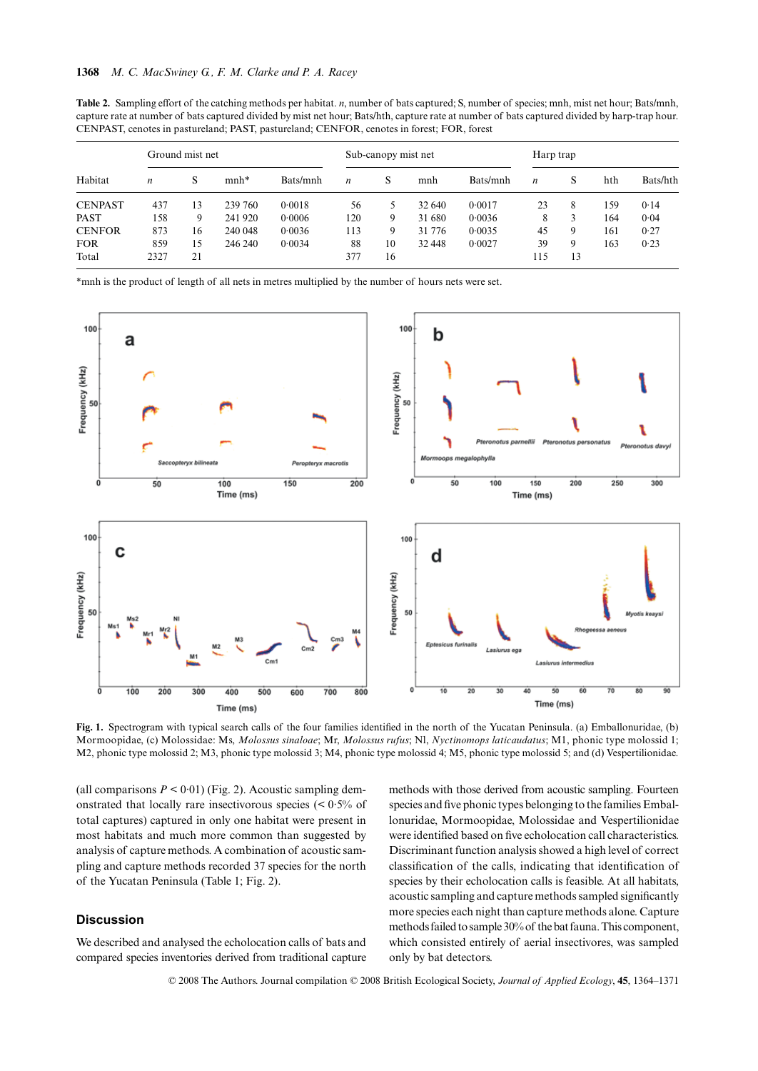**Table 2.** Sampling effort of the catching methods per habitat. *n*, number of bats captured; S, number of species; mnh, mist net hour; Bats/mnh, capture rate at number of bats captured divided by mist net hour; Bats/hth, capture rate at number of bats captured divided by harp-trap hour. CENPAST, cenotes in pastureland; PAST, pastureland; CENFOR, cenotes in forest; FOR, forest

| Habitat | Ground mist net | | | | Sub-canopy mist net | | | | Harp trap | | | |
|---|---|---|---|---|---|---|---|---|---|---|---|---|
| | *n* | S | mnh* | Bats/mnh | *n* | S | mnh | Bats/mnh | *n* | S | hth | Bats/hth |
| CENPAST | 437 | 13 | 239 760 | 0·0018 | 56 | 5 | 32 640 | 0·0017 | 23 | 8 | 159 | 0·14 |
| PAST | 158 | 9 | 241 920 | 0·0006 | 120 | 9 | 31 680 | 0·0036 | 8 | 3 | 164 | 0·04 |
| CENFOR | 873 | 16 | 240 048 | 0·0036 | 113 | 9 | 31 776 | 0·0035 | 45 | 9 | 161 | 0·27 |
| FOR | 859 | 15 | 246 240 | 0·0034 | 88 | 10 | 32 448 | 0·0027 | 39 | 9 | 163 | 0·23 |
| Total | 2327 | 21 | | | 377 | 16 | | | 115 | 13 | | |

*mnh is the product of length of all nets in metres multiplied by the number of hours nets were set.

**Fig. 1.** Spectrogram with typical search calls of the four families identified in the north of the Yucatan Peninsula. (a) Emballonuridae, (b) Mormoopidae, (c) Molossidae: Ms, *Molossus sinaloae*; Mr, *Molossus rufus*; Nl, *Nyctinomops laticaudatus*; M1, phonic type molossid 1; M2, phonic type molossid 2; M3, phonic type molossid 3; M4, phonic type molossid 4; M5, phonic type molossid 5; and (d) Vespertilionidae.

(all comparisons $P < 0{\cdot}01$) (Fig. 2). Acoustic sampling demonstrated that locally rare insectivorous species (< 0·5% of total captures) captured in only one habitat were present in most habitats and much more common than suggested by analysis of capture methods. A combination of acoustic sampling and capture methods recorded 37 species for the north of the Yucatan Peninsula (Table 1; Fig. 2).

## Discussion

We described and analysed the echolocation calls of bats and compared species inventories derived from traditional capture methods with those derived from acoustic sampling. Fourteen species and five phonic types belonging to the families Emballonuridae, Mormoopidae, Molossidae and Vespertilionidae were identified based on five echolocation call characteristics. Discriminant function analysis showed a high level of correct classification of the calls, indicating that identification of species by their echolocation calls is feasible. At all habitats, acoustic sampling and capture methods sampled significantly more species each night than capture methods alone. Capture methods failed to sample 30% of the bat fauna. This component, which consisted entirely of aerial insectivores, was sampled only by bat detectors.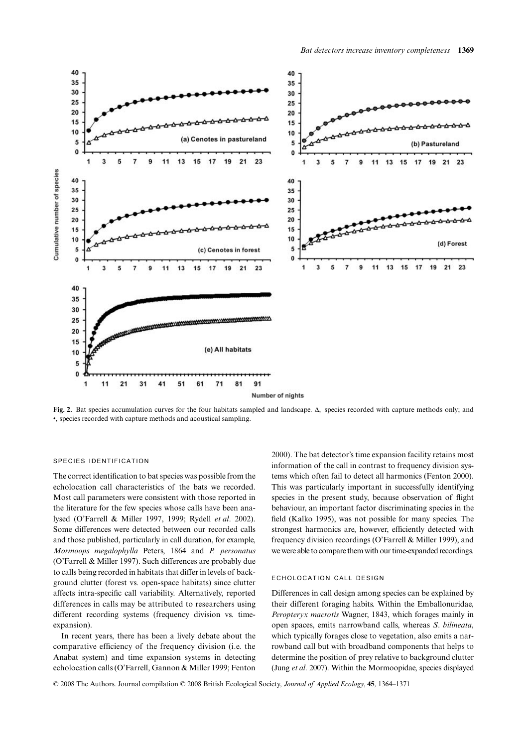**Fig. 2.** Bat species accumulation curves for the four habitats sampled and landscape. Δ, species recorded with capture methods only; and •, species recorded with capture methods and acoustical sampling.

### SPECIES IDENTIFICATION

The correct identification to bat species was possible from the echolocation call characteristics of the bats we recorded. Most call parameters were consistent with those reported in the literature for the few species whose calls have been analysed (O'Farrell & Miller 1997, 1999; Rydell *et al*. 2002). Some differences were detected between our recorded calls and those published, particularly in call duration, for example, *Mormoops megalophylla* Peters, 1864 and *P. personatus* (O'Farrell & Miller 1997). Such differences are probably due to calls being recorded in habitats that differ in levels of background clutter (forest vs. open-space habitats) since clutter affects intra-specific call variability. Alternatively, reported differences in calls may be attributed to researchers using different recording systems (frequency division vs. time-expansion).

In recent years, there has been a lively debate about the comparative efficiency of the frequency division (i.e. the Anabat system) and time expansion systems in detecting echolocation calls (O'Farrell, Gannon & Miller 1999; Fenton 2000). The bat detector's time expansion facility retains most information of the call in contrast to frequency division systems which often fail to detect all harmonics (Fenton 2000). This was particularly important in successfully identifying species in the present study, because observation of flight behaviour, an important factor discriminating species in the field (Kalko 1995), was not possible for many species. The strongest harmonics are, however, efficiently detected with frequency division recordings (O'Farrell & Miller 1999), and we were able to compare them with our time-expanded recordings.

### ECHOLOCATION CALL DESIGN

Differences in call design among species can be explained by their different foraging habits. Within the Emballonuridae, *Peropteryx macrotis* Wagner, 1843, which forages mainly in open spaces, emits narrowband calls, whereas *S. bilineata*, which typically forages close to vegetation, also emits a narrowband call but with broadband components that helps to determine the position of prey relative to background clutter (Jung *et al*. 2007). Within the Mormoopidae, species displayed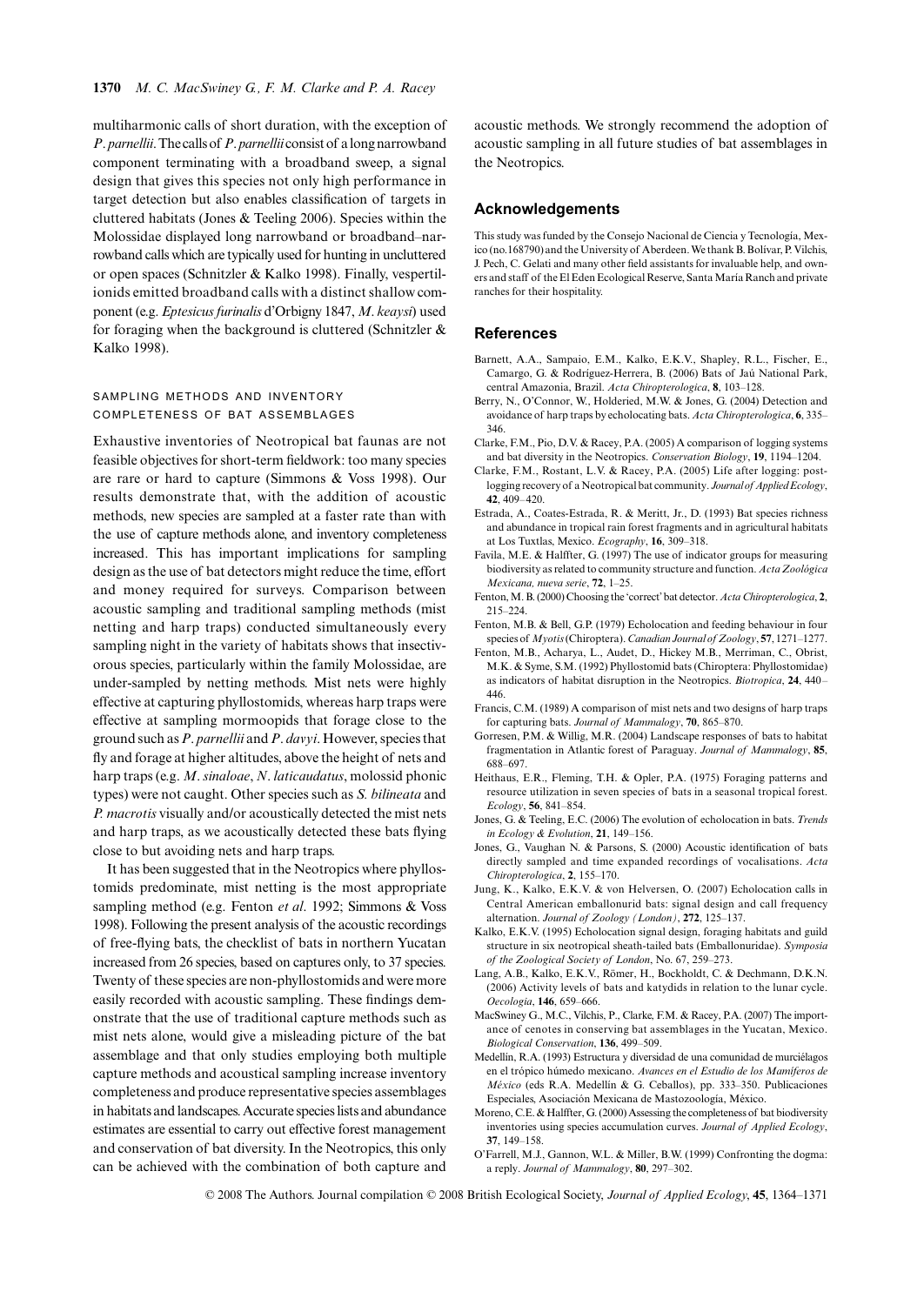multiharmonic calls of short duration, with the exception of *P. parnellii*. The calls of *P. parnellii* consist of a long narrowband component terminating with a broadband sweep, a signal design that gives this species not only high performance in target detection but also enables classification of targets in cluttered habitats (Jones & Teeling 2006). Species within the Molossidae displayed long narrowband or broadband–narrowband calls which are typically used for hunting in uncluttered or open spaces (Schnitzler & Kalko 1998). Finally, vespertilionids emitted broadband calls with a distinct shallow component (e.g. *Eptesicus furinalis* d'Orbigny 1847, *M. keaysi*) used for foraging when the background is cluttered (Schnitzler & Kalko 1998).

### SAMPLING METHODS AND INVENTORY COMPLETENESS OF BAT ASSEMBLAGES

Exhaustive inventories of Neotropical bat faunas are not feasible objectives for short-term fieldwork: too many species are rare or hard to capture (Simmons & Voss 1998). Our results demonstrate that, with the addition of acoustic methods, new species are sampled at a faster rate than with the use of capture methods alone, and inventory completeness increased. This has important implications for sampling design as the use of bat detectors might reduce the time, effort and money required for surveys. Comparison between acoustic sampling and traditional sampling methods (mist netting and harp traps) conducted simultaneously every sampling night in the variety of habitats shows that insectivorous species, particularly within the family Molossidae, are under-sampled by netting methods. Mist nets were highly effective at capturing phyllostomids, whereas harp traps were effective at sampling mormoopids that forage close to the ground such as *P. parnellii* and *P. davyi*. However, species that fly and forage at higher altitudes, above the height of nets and harp traps (e.g. *M. sinaloae*, *N. laticaudatus*, molossid phonic types) were not caught. Other species such as *S. bilineata* and *P. macrotis* visually and/or acoustically detected the mist nets and harp traps, as we acoustically detected these bats flying close to but avoiding nets and harp traps.

It has been suggested that in the Neotropics where phyllostomids predominate, mist netting is the most appropriate sampling method (e.g. Fenton *et al.* 1992; Simmons & Voss 1998). Following the present analysis of the acoustic recordings of free-flying bats, the checklist of bats in northern Yucatan increased from 26 species, based on captures only, to 37 species. Twenty of these species are non-phyllostomids and were more easily recorded with acoustic sampling. These findings demonstrate that the use of traditional capture methods such as mist nets alone, would give a misleading picture of the bat assemblage and that only studies employing both multiple capture methods and acoustical sampling increase inventory completeness and produce representative species assemblages in habitats and landscapes. Accurate species lists and abundance estimates are essential to carry out effective forest management and conservation of bat diversity. In the Neotropics, this only can be achieved with the combination of both capture and acoustic methods. We strongly recommend the adoption of acoustic sampling in all future studies of bat assemblages in the Neotropics.

## Acknowledgements

This study was funded by the Consejo Nacional de Ciencia y Tecnología, Mexico (no.168790) and the University of Aberdeen. We thank B. Bolívar, P. Vilchis, J. Pech, C. Gelati and many other field assistants for invaluable help, and owners and staff of the El Eden Ecological Reserve, Santa María Ranch and private ranches for their hospitality.

## References

Barnett, A.A., Sampaio, E.M., Kalko, E.K.V., Shapley, R.L., Fischer, E., Camargo, G. & Rodríguez-Herrera, B. (2006) Bats of Jaú National Park, central Amazonia, Brazil. *Acta Chiropterologica*, **8**, 103–128.

Berry, N., O'Connor, W., Holderied, M.W. & Jones, G. (2004) Detection and avoidance of harp traps by echolocating bats. *Acta Chiropterologica*, **6**, 335–346.

Clarke, F.M., Pio, D.V. & Racey, P.A. (2005) A comparison of logging systems and bat diversity in the Neotropics. *Conservation Biology*, **19**, 1194–1204.

Clarke, F.M., Rostant, L.V. & Racey, P.A. (2005) Life after logging: post-logging recovery of a Neotropical bat community. *Journal of Applied Ecology*, **42**, 409–420.

Estrada, A., Coates-Estrada, R. & Meritt, Jr., D. (1993) Bat species richness and abundance in tropical rain forest fragments and in agricultural habitats at Los Tuxtlas, Mexico. *Ecography*, **16**, 309–318.

Favila, M.E. & Halffter, G. (1997) The use of indicator groups for measuring biodiversity as related to community structure and function. *Acta Zoológica Mexicana, nueva serie*, **72**, 1–25.

Fenton, M. B. (2000) Choosing the 'correct' bat detector. *Acta Chiropterologica*, **2**, 215–224.

Fenton, M.B. & Bell, G.P. (1979) Echolocation and feeding behaviour in four species of *Myotis* (Chiroptera). *Canadian Journal of Zoology*, **57**, 1271–1277.

Fenton, M.B., Acharya, L., Audet, D., Hickey M.B., Merriman, C., Obrist, M.K. & Syme, S.M. (1992) Phyllostomid bats (Chiroptera: Phyllostomidae) as indicators of habitat disruption in the Neotropics. *Biotropica*, **24**, 440–446.

Francis, C.M. (1989) A comparison of mist nets and two designs of harp traps for capturing bats. *Journal of Mammalogy*, **70**, 865–870.

Gorresen, P.M. & Willig, M.R. (2004) Landscape responses of bats to habitat fragmentation in Atlantic forest of Paraguay. *Journal of Mammalogy*, **85**, 688–697.

Heithaus, E.R., Fleming, T.H. & Opler, P.A. (1975) Foraging patterns and resource utilization in seven species of bats in a seasonal tropical forest. *Ecology*, **56**, 841–854.

Jones, G. & Teeling, E.C. (2006) The evolution of echolocation in bats. *Trends in Ecology & Evolution*, **21**, 149–156.

Jones, G., Vaughan N. & Parsons, S. (2000) Acoustic identification of bats directly sampled and time expanded recordings of vocalisations. *Acta Chiropterologica*, **2**, 155–170.

Jung, K., Kalko, E.K.V. & von Helversen, O. (2007) Echolocation calls in Central American emballonurid bats: signal design and call frequency alternation. *Journal of Zoology (London)*, **272**, 125–137.

Kalko, E.K.V. (1995) Echolocation signal design, foraging habitats and guild structure in six neotropical sheath-tailed bats (Emballonuridae). *Symposia of the Zoological Society of London*, No. 67, 259–273.

Lang, A.B., Kalko, E.K.V., Römer, H., Bockholdt, C. & Dechmann, D.K.N. (2006) Activity levels of bats and katydids in relation to the lunar cycle. *Oecologia*, **146**, 659–666.

MacSwiney G., M.C., Vilchis, P., Clarke, F.M. & Racey, P.A. (2007) The importance of cenotes in conserving bat assemblages in the Yucatan, Mexico. *Biological Conservation*, **136**, 499–509.

Medellín, R.A. (1993) Estructura y diversidad de una comunidad de murciélagos en el trópico húmedo mexicano. *Avances en el Estudio de los Mamíferos de México* (eds R.A. Medellín & G. Ceballos), pp. 333–350. Publicaciones Especiales, Asociación Mexicana de Mastozoología, México.

Moreno, C.E. & Halffter, G. (2000) Assessing the completeness of bat biodiversity inventories using species accumulation curves. *Journal of Applied Ecology*, **37**, 149–158.

O'Farrell, M.J., Gannon, W.L. & Miller, B.W. (1999) Confronting the dogma: a reply. *Journal of Mammalogy*, **80**, 297–302.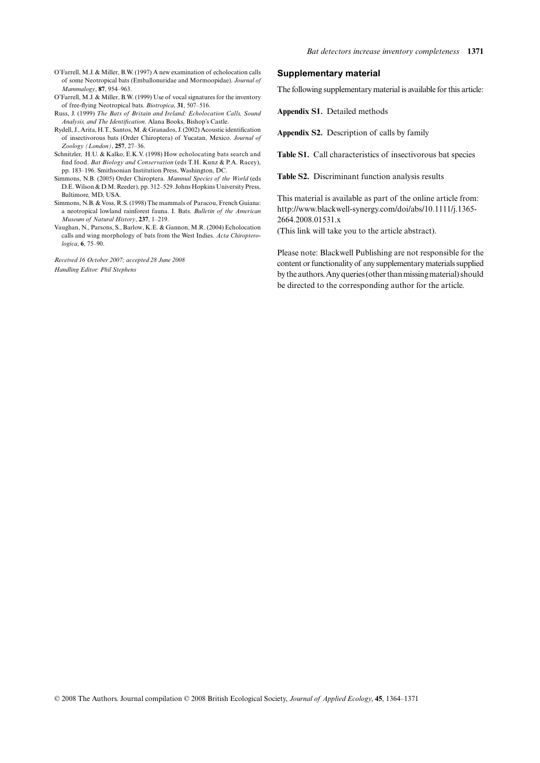O'Farrell, M.J. & Miller, B.W. (1997) A new examination of echolocation calls of some Neotropical bats (Emballonuridae and Mormoopidae). *Journal of Mammalogy*, **87**, 954–963.

O'Farrell, M.J. & Miller, B.W. (1999) Use of vocal signatures for the inventory of free-flying Neotropical bats. *Biotropica*, **31**, 507–516.

Russ, J. (1999) *The Bats of Britain and Ireland: Echolocation Calls, Sound Analysis, and The Identification*. Alana Books, Bishop's Castle.

Rydell, J., Arita, H.T., Santos, M. & Granados, J. (2002) Acoustic identification of insectivorous bats (Order Chiroptera) of Yucatan, Mexico. *Journal of Zoology (London)*, **257**, 27–36.

Schnitzler, H.U. & Kalko, E.K.V. (1998) How echolocating bats search and find food. *Bat Biology and Conservation* (eds T.H. Kunz & P.A. Racey), pp. 183–196. Smithsonian Institution Press, Washington, DC.

Simmons, N.B. (2005) Order Chiroptera. *Mammal Species of the World* (eds D.E. Wilson & D.M. Reeder), pp. 312–529. Johns Hopkins University Press, Baltimore, MD, USA.

Simmons, N.B. & Voss, R.S. (1998) The mammals of Paracou, French Guiana: a neotropical lowland rainforest fauna. I. Bats. *Bulletin of the American Museum of Natural History*, **237**, 1–219.

Vaughan, N., Parsons, S., Barlow, K.E. & Gannon, M.R. (2004) Echolocation calls and wing morphology of bats from the West Indies. *Acta Chiropterologica*, **6**, 75–90.

*Received 16 October 2007; accepted 28 June 2008*
*Handling Editor: Phil Stephens*

## Supplementary material

The following supplementary material is available for this article:

**Appendix S1.** Detailed methods

**Appendix S2.** Description of calls by family

**Table S1.** Call characteristics of insectivorous bat species

**Table S2.** Discriminant function analysis results

This material is available as part of the online article from: http://www.blackwell-synergy.com/doi/abs/10.1111/j.1365-2664.2008.01531.x
(This link will take you to the article abstract).

Please note: Blackwell Publishing are not responsible for the content or functionality of any supplementary materials supplied by the authors. Any queries (other than missing material) should be directed to the corresponding author for the article.